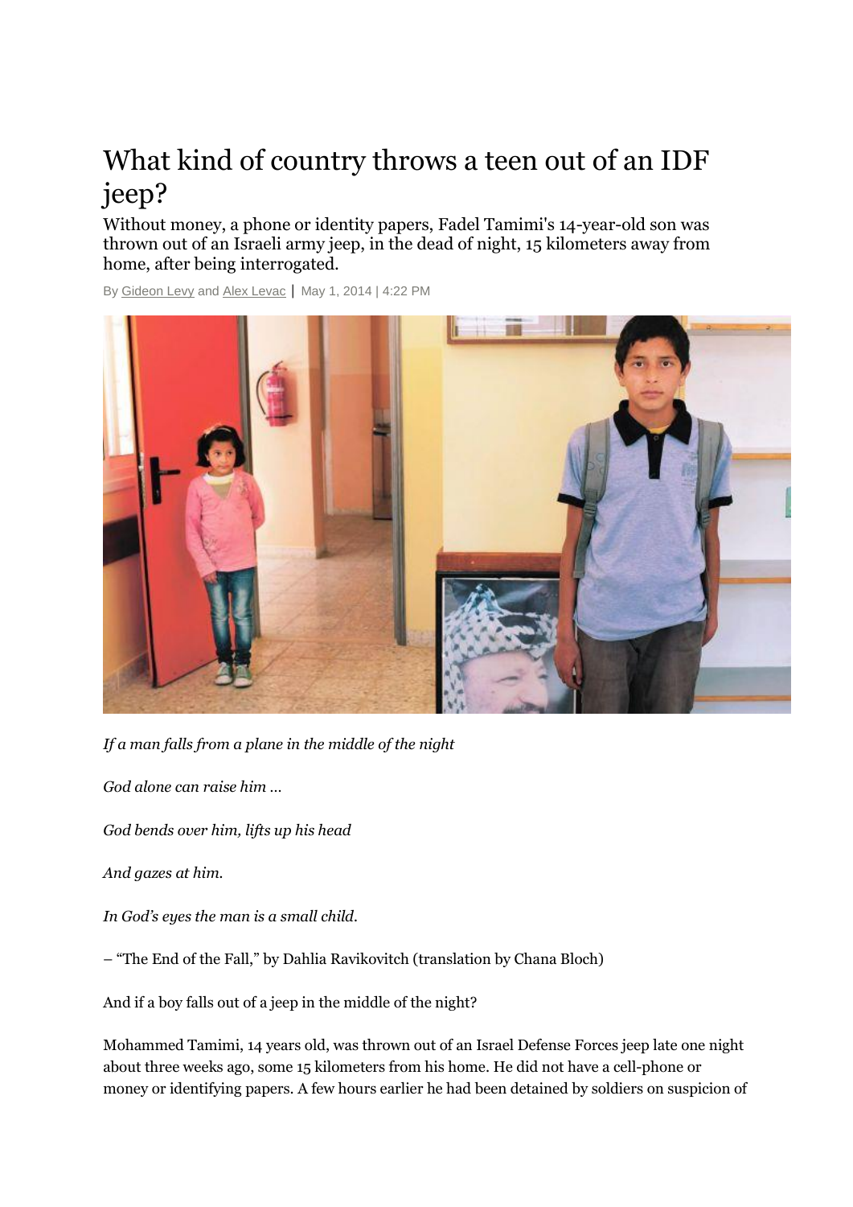# What kind of country throws a teen out of an IDF jeep?

Without money, a phone or identity papers, Fadel Tamimi's 14-year-old son was thrown out of an Israeli army jeep, in the dead of night, 15 kilometers away from home, after being interrogated.

By Gideon Levy and Alex Levac | May 1, 2014 | 4:22 PM

*If a man falls from a plane in the middle of the night*

*God alone can raise him …*

*God bends over him, lifts up his head*

*And gazes at him.*

*In God's eyes the man is a small child.*

– "The End of the Fall," by Dahlia Ravikovitch (translation by Chana Bloch)

And if a boy falls out of a jeep in the middle of the night?

Mohammed Tamimi, 14 years old, was thrown out of an Israel Defense Forces jeep late one night about three weeks ago, some 15 kilometers from his home. He did not have a cell-phone or money or identifying papers. A few hours earlier he had been detained by soldiers on suspicion of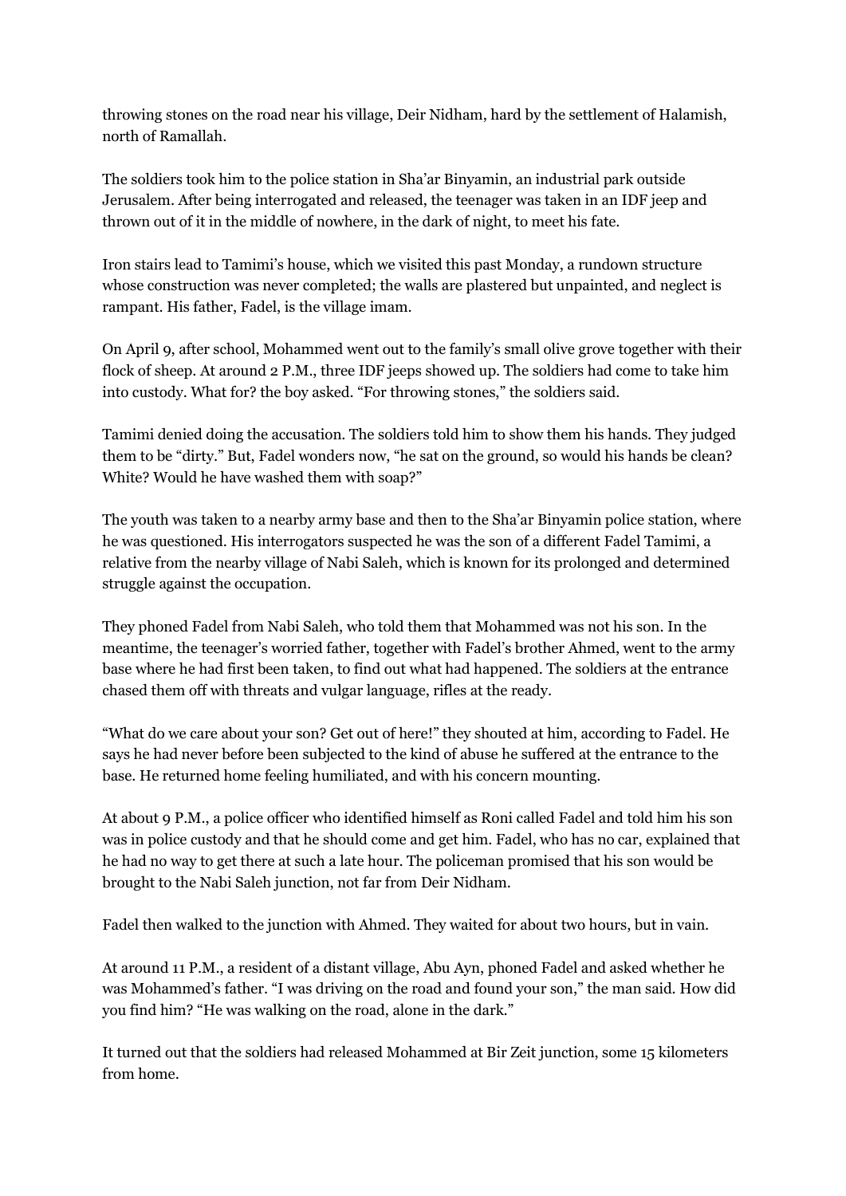throwing stones on the road near his village, Deir Nidham, hard by the settlement of Halamish, north of Ramallah.

The soldiers took him to the police station in Sha'ar Binyamin, an industrial park outside Jerusalem. After being interrogated and released, the teenager was taken in an IDF jeep and thrown out of it in the middle of nowhere, in the dark of night, to meet his fate.

Iron stairs lead to Tamimi's house, which we visited this past Monday, a rundown structure whose construction was never completed; the walls are plastered but unpainted, and neglect is rampant. His father, Fadel, is the village imam.

On April 9, after school, Mohammed went out to the family's small olive grove together with their flock of sheep. At around 2 P.M., three IDF jeeps showed up. The soldiers had come to take him into custody. What for? the boy asked. "For throwing stones," the soldiers said.

Tamimi denied doing the accusation. The soldiers told him to show them his hands. They judged them to be "dirty." But, Fadel wonders now, "he sat on the ground, so would his hands be clean? White? Would he have washed them with soap?"

The youth was taken to a nearby army base and then to the Sha'ar Binyamin police station, where he was questioned. His interrogators suspected he was the son of a different Fadel Tamimi, a relative from the nearby village of Nabi Saleh, which is known for its prolonged and determined struggle against the occupation.

They phoned Fadel from Nabi Saleh, who told them that Mohammed was not his son. In the meantime, the teenager's worried father, together with Fadel's brother Ahmed, went to the army base where he had first been taken, to find out what had happened. The soldiers at the entrance chased them off with threats and vulgar language, rifles at the ready.

"What do we care about your son? Get out of here!" they shouted at him, according to Fadel. He says he had never before been subjected to the kind of abuse he suffered at the entrance to the base. He returned home feeling humiliated, and with his concern mounting.

At about 9 P.M., a police officer who identified himself as Roni called Fadel and told him his son was in police custody and that he should come and get him. Fadel, who has no car, explained that he had no way to get there at such a late hour. The policeman promised that his son would be brought to the Nabi Saleh junction, not far from Deir Nidham.

Fadel then walked to the junction with Ahmed. They waited for about two hours, but in vain.

At around 11 P.M., a resident of a distant village, Abu Ayn, phoned Fadel and asked whether he was Mohammed's father. "I was driving on the road and found your son," the man said. How did you find him? "He was walking on the road, alone in the dark."

It turned out that the soldiers had released Mohammed at Bir Zeit junction, some 15 kilometers from home.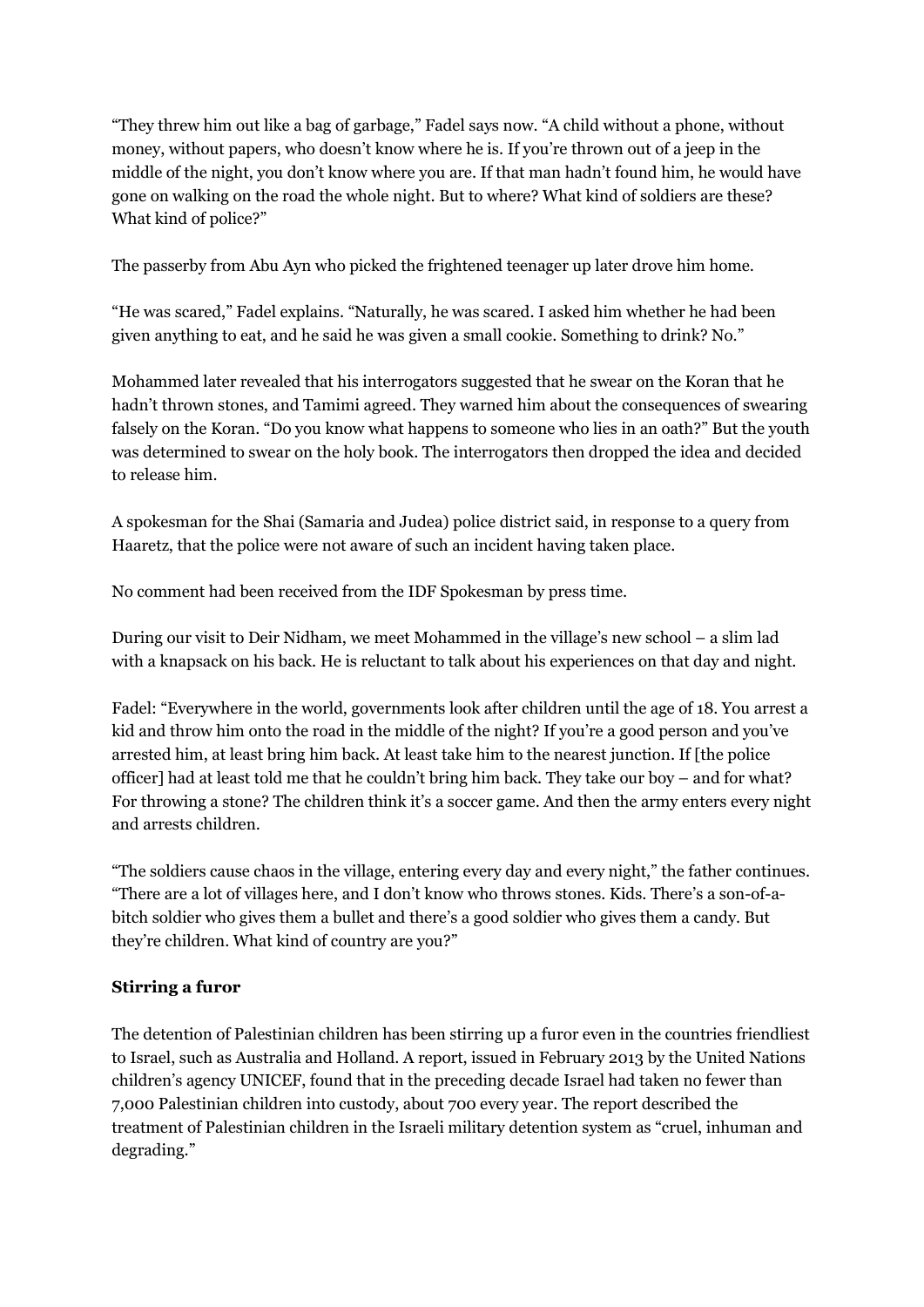"They threw him out like a bag of garbage," Fadel says now. "A child without a phone, without money, without papers, who doesn't know where he is. If you're thrown out of a jeep in the middle of the night, you don't know where you are. If that man hadn't found him, he would have gone on walking on the road the whole night. But to where? What kind of soldiers are these? What kind of police?"

The passerby from Abu Ayn who picked the frightened teenager up later drove him home.

"He was scared," Fadel explains. "Naturally, he was scared. I asked him whether he had been given anything to eat, and he said he was given a small cookie. Something to drink? No."

Mohammed later revealed that his interrogators suggested that he swear on the Koran that he hadn't thrown stones, and Tamimi agreed. They warned him about the consequences of swearing falsely on the Koran. "Do you know what happens to someone who lies in an oath?" But the youth was determined to swear on the holy book. The interrogators then dropped the idea and decided to release him.

A spokesman for the Shai (Samaria and Judea) police district said, in response to a query from Haaretz, that the police were not aware of such an incident having taken place.

No comment had been received from the IDF Spokesman by press time.

During our visit to Deir Nidham, we meet Mohammed in the village's new school – a slim lad with a knapsack on his back. He is reluctant to talk about his experiences on that day and night.

Fadel: "Everywhere in the world, governments look after children until the age of 18. You arrest a kid and throw him onto the road in the middle of the night? If you're a good person and you've arrested him, at least bring him back. At least take him to the nearest junction. If [the police officer] had at least told me that he couldn't bring him back. They take our boy – and for what? For throwing a stone? The children think it's a soccer game. And then the army enters every night and arrests children.

"The soldiers cause chaos in the village, entering every day and every night," the father continues. "There are a lot of villages here, and I don't know who throws stones. Kids. There's a son-of-a-bitch soldier who gives them a bullet and there's a good soldier who gives them a candy. But they're children. What kind of country are you?"

**Stirring a furor**

The detention of Palestinian children has been stirring up a furor even in the countries friendliest to Israel, such as Australia and Holland. A report, issued in February 2013 by the United Nations children's agency UNICEF, found that in the preceding decade Israel had taken no fewer than 7,000 Palestinian children into custody, about 700 every year. The report described the treatment of Palestinian children in the Israeli military detention system as "cruel, inhuman and degrading."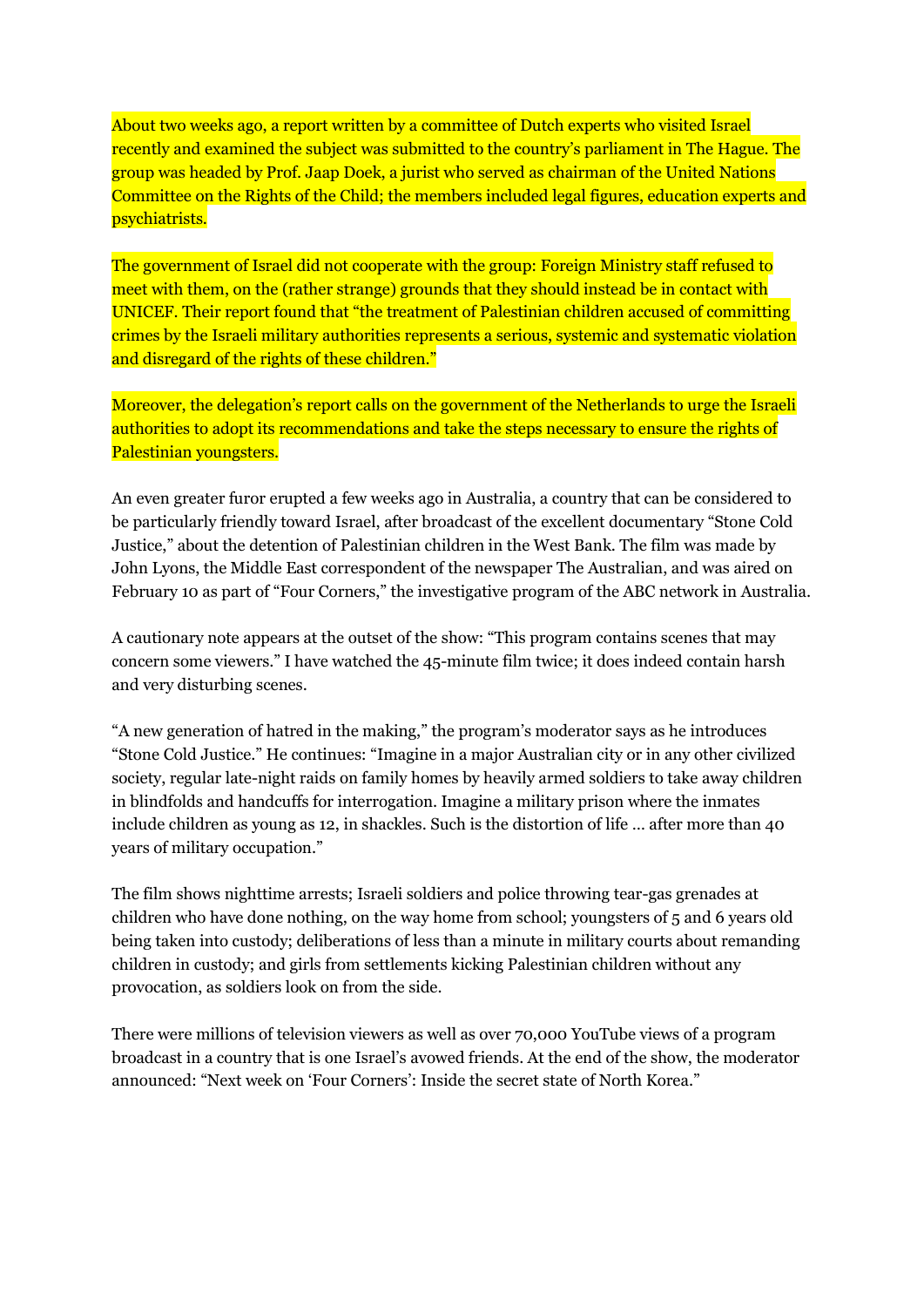About two weeks ago, a report written by a committee of Dutch experts who visited Israel recently and examined the subject was submitted to the country's parliament in The Hague. The group was headed by Prof. Jaap Doek, a jurist who served as chairman of the United Nations Committee on the Rights of the Child; the members included legal figures, education experts and psychiatrists.

The government of Israel did not cooperate with the group: Foreign Ministry staff refused to meet with them, on the (rather strange) grounds that they should instead be in contact with UNICEF. Their report found that "the treatment of Palestinian children accused of committing crimes by the Israeli military authorities represents a serious, systemic and systematic violation and disregard of the rights of these children."

Moreover, the delegation's report calls on the government of the Netherlands to urge the Israeli authorities to adopt its recommendations and take the steps necessary to ensure the rights of Palestinian youngsters.

An even greater furor erupted a few weeks ago in Australia, a country that can be considered to be particularly friendly toward Israel, after broadcast of the excellent documentary "Stone Cold Justice," about the detention of Palestinian children in the West Bank. The film was made by John Lyons, the Middle East correspondent of the newspaper The Australian, and was aired on February 10 as part of "Four Corners," the investigative program of the ABC network in Australia.

A cautionary note appears at the outset of the show: "This program contains scenes that may concern some viewers." I have watched the 45-minute film twice; it does indeed contain harsh and very disturbing scenes.

"A new generation of hatred in the making," the program's moderator says as he introduces "Stone Cold Justice." He continues: "Imagine in a major Australian city or in any other civilized society, regular late-night raids on family homes by heavily armed soldiers to take away children in blindfolds and handcuffs for interrogation. Imagine a military prison where the inmates include children as young as 12, in shackles. Such is the distortion of life … after more than 40 years of military occupation."

The film shows nighttime arrests; Israeli soldiers and police throwing tear-gas grenades at children who have done nothing, on the way home from school; youngsters of 5 and 6 years old being taken into custody; deliberations of less than a minute in military courts about remanding children in custody; and girls from settlements kicking Palestinian children without any provocation, as soldiers look on from the side.

There were millions of television viewers as well as over 70,000 YouTube views of a program broadcast in a country that is one Israel's avowed friends. At the end of the show, the moderator announced: "Next week on 'Four Corners': Inside the secret state of North Korea."